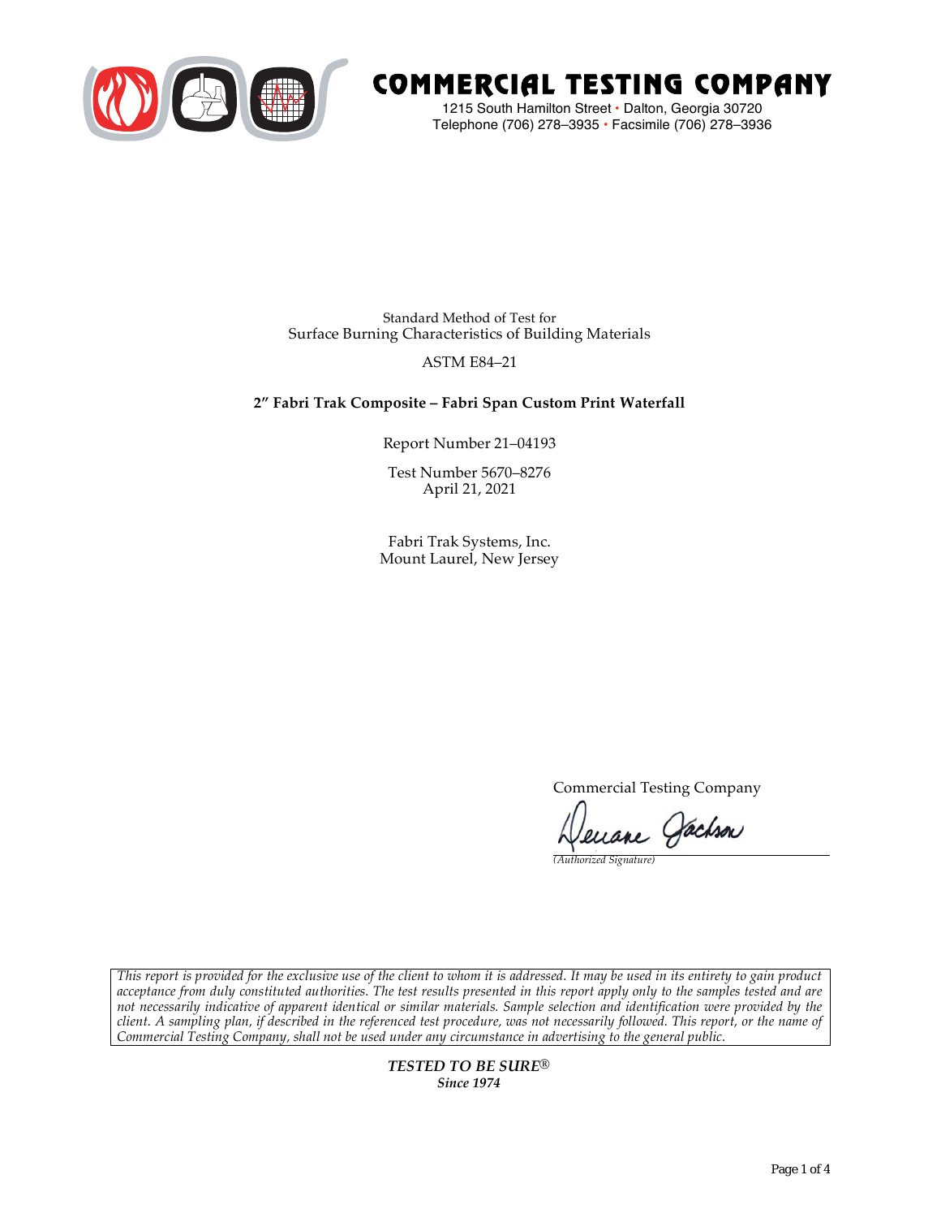# COMMERCIAL TESTING COMPANY

1215 South Hamilton Street • Dalton, Georgia 30720
Telephone (706) 278–3935 • Facsimile (706) 278–3936

Standard Method of Test for
Surface Burning Characteristics of Building Materials

ASTM E84–21

**2″ Fabri Trak Composite – Fabri Span Custom Print Waterfall**

Report Number 21–04193

Test Number 5670–8276
April 21, 2021

Fabri Trak Systems, Inc.
Mount Laurel, New Jersey

Commercial Testing Company

Deuane Jackson
*(Authorized Signature)*

*This report is provided for the exclusive use of the client to whom it is addressed. It may be used in its entirety to gain product acceptance from duly constituted authorities. The test results presented in this report apply only to the samples tested and are not necessarily indicative of apparent identical or similar materials. Sample selection and identification were provided by the client. A sampling plan, if described in the referenced test procedure, was not necessarily followed. This report, or the name of Commercial Testing Company, shall not be used under any circumstance in advertising to the general public.*

***TESTED TO BE SURE®***
***Since 1974***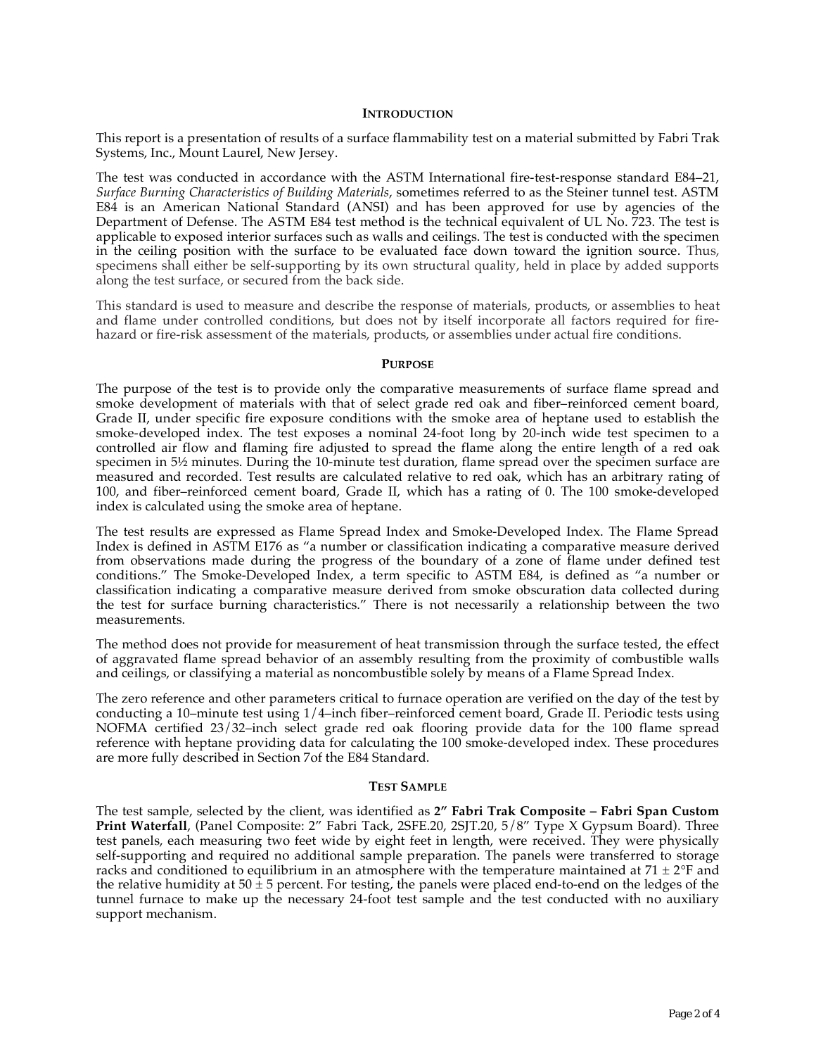## INTRODUCTION

This report is a presentation of results of a surface flammability test on a material submitted by Fabri Trak Systems, Inc., Mount Laurel, New Jersey.

The test was conducted in accordance with the ASTM International fire-test-response standard E84–21, *Surface Burning Characteristics of Building Materials*, sometimes referred to as the Steiner tunnel test. ASTM E84 is an American National Standard (ANSI) and has been approved for use by agencies of the Department of Defense. The ASTM E84 test method is the technical equivalent of UL No. 723. The test is applicable to exposed interior surfaces such as walls and ceilings. The test is conducted with the specimen in the ceiling position with the surface to be evaluated face down toward the ignition source. Thus, specimens shall either be self-supporting by its own structural quality, held in place by added supports along the test surface, or secured from the back side.

This standard is used to measure and describe the response of materials, products, or assemblies to heat and flame under controlled conditions, but does not by itself incorporate all factors required for fire-hazard or fire-risk assessment of the materials, products, or assemblies under actual fire conditions.

## PURPOSE

The purpose of the test is to provide only the comparative measurements of surface flame spread and smoke development of materials with that of select grade red oak and fiber–reinforced cement board, Grade II, under specific fire exposure conditions with the smoke area of heptane used to establish the smoke-developed index. The test exposes a nominal 24-foot long by 20-inch wide test specimen to a controlled air flow and flaming fire adjusted to spread the flame along the entire length of a red oak specimen in 5½ minutes. During the 10-minute test duration, flame spread over the specimen surface are measured and recorded. Test results are calculated relative to red oak, which has an arbitrary rating of 100, and fiber–reinforced cement board, Grade II, which has a rating of 0. The 100 smoke-developed index is calculated using the smoke area of heptane.

The test results are expressed as Flame Spread Index and Smoke-Developed Index. The Flame Spread Index is defined in ASTM E176 as "a number or classification indicating a comparative measure derived from observations made during the progress of the boundary of a zone of flame under defined test conditions." The Smoke-Developed Index, a term specific to ASTM E84, is defined as "a number or classification indicating a comparative measure derived from smoke obscuration data collected during the test for surface burning characteristics." There is not necessarily a relationship between the two measurements.

The method does not provide for measurement of heat transmission through the surface tested, the effect of aggravated flame spread behavior of an assembly resulting from the proximity of combustible walls and ceilings, or classifying a material as noncombustible solely by means of a Flame Spread Index.

The zero reference and other parameters critical to furnace operation are verified on the day of the test by conducting a 10–minute test using 1/4–inch fiber–reinforced cement board, Grade II. Periodic tests using NOFMA certified 23/32–inch select grade red oak flooring provide data for the 100 flame spread reference with heptane providing data for calculating the 100 smoke-developed index. These procedures are more fully described in Section 7of the E84 Standard.

## TEST SAMPLE

The test sample, selected by the client, was identified as **2" Fabri Trak Composite – Fabri Span Custom Print Waterfall**, (Panel Composite: 2" Fabri Tack, 2SFE.20, 2SJT.20, 5/8" Type X Gypsum Board). Three test panels, each measuring two feet wide by eight feet in length, were received. They were physically self-supporting and required no additional sample preparation. The panels were transferred to storage racks and conditioned to equilibrium in an atmosphere with the temperature maintained at 71 ± 2°F and the relative humidity at 50 ± 5 percent. For testing, the panels were placed end-to-end on the ledges of the tunnel furnace to make up the necessary 24-foot test sample and the test conducted with no auxiliary support mechanism.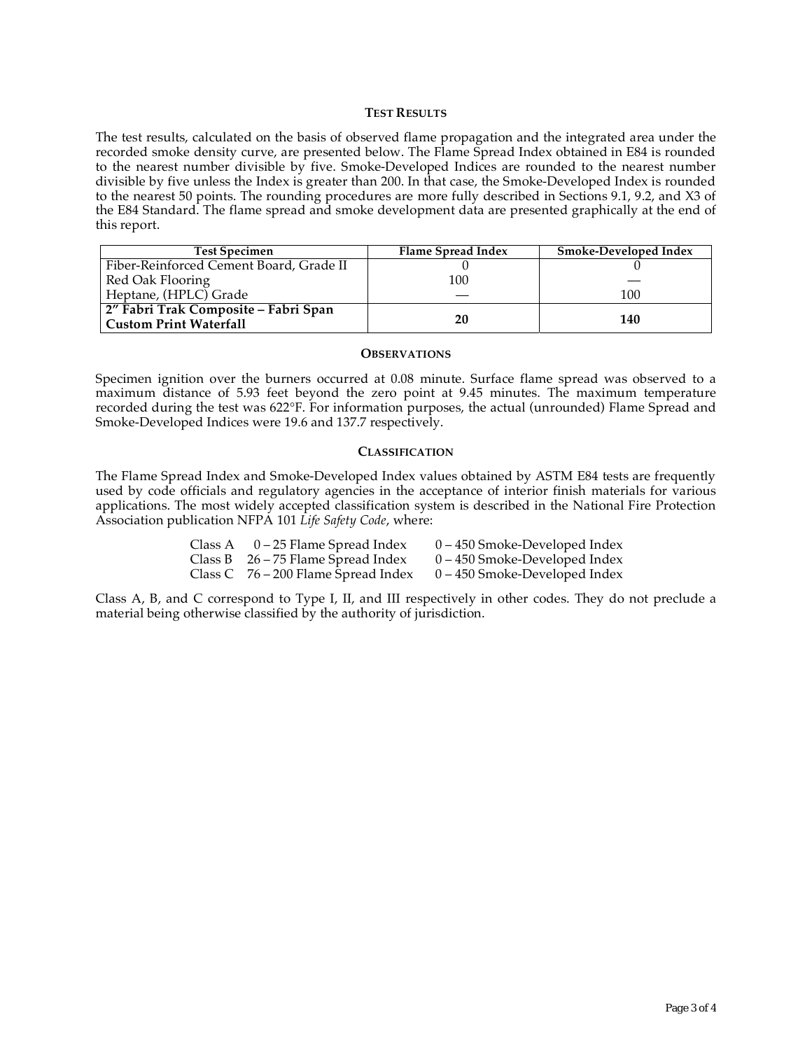## TEST RESULTS

The test results, calculated on the basis of observed flame propagation and the integrated area under the recorded smoke density curve, are presented below. The Flame Spread Index obtained in E84 is rounded to the nearest number divisible by five. Smoke-Developed Indices are rounded to the nearest number divisible by five unless the Index is greater than 200. In that case, the Smoke-Developed Index is rounded to the nearest 50 points. The rounding procedures are more fully described in Sections 9.1, 9.2, and X3 of the E84 Standard. The flame spread and smoke development data are presented graphically at the end of this report.

| Test Specimen | Flame Spread Index | Smoke-Developed Index |
|---|---|---|
| Fiber-Reinforced Cement Board, Grade II | 0 | 0 |
| Red Oak Flooring | 100 | — |
| Heptane, (HPLC) Grade | — | 100 |
| **2″ Fabri Trak Composite – Fabri Span Custom Print Waterfall** | **20** | **140** |

## OBSERVATIONS

Specimen ignition over the burners occurred at 0.08 minute. Surface flame spread was observed to a maximum distance of 5.93 feet beyond the zero point at 9.45 minutes. The maximum temperature recorded during the test was 622°F. For information purposes, the actual (unrounded) Flame Spread and Smoke-Developed Indices were 19.6 and 137.7 respectively.

## CLASSIFICATION

The Flame Spread Index and Smoke-Developed Index values obtained by ASTM E84 tests are frequently used by code officials and regulatory agencies in the acceptance of interior finish materials for various applications. The most widely accepted classification system is described in the National Fire Protection Association publication NFPA 101 *Life Safety Code*, where:

| | | |
|---|---|---|
| Class A | 0 – 25 Flame Spread Index | 0 – 450 Smoke-Developed Index |
| Class B | 26 – 75 Flame Spread Index | 0 – 450 Smoke-Developed Index |
| Class C | 76 – 200 Flame Spread Index | 0 – 450 Smoke-Developed Index |

Class A, B, and C correspond to Type I, II, and III respectively in other codes. They do not preclude a material being otherwise classified by the authority of jurisdiction.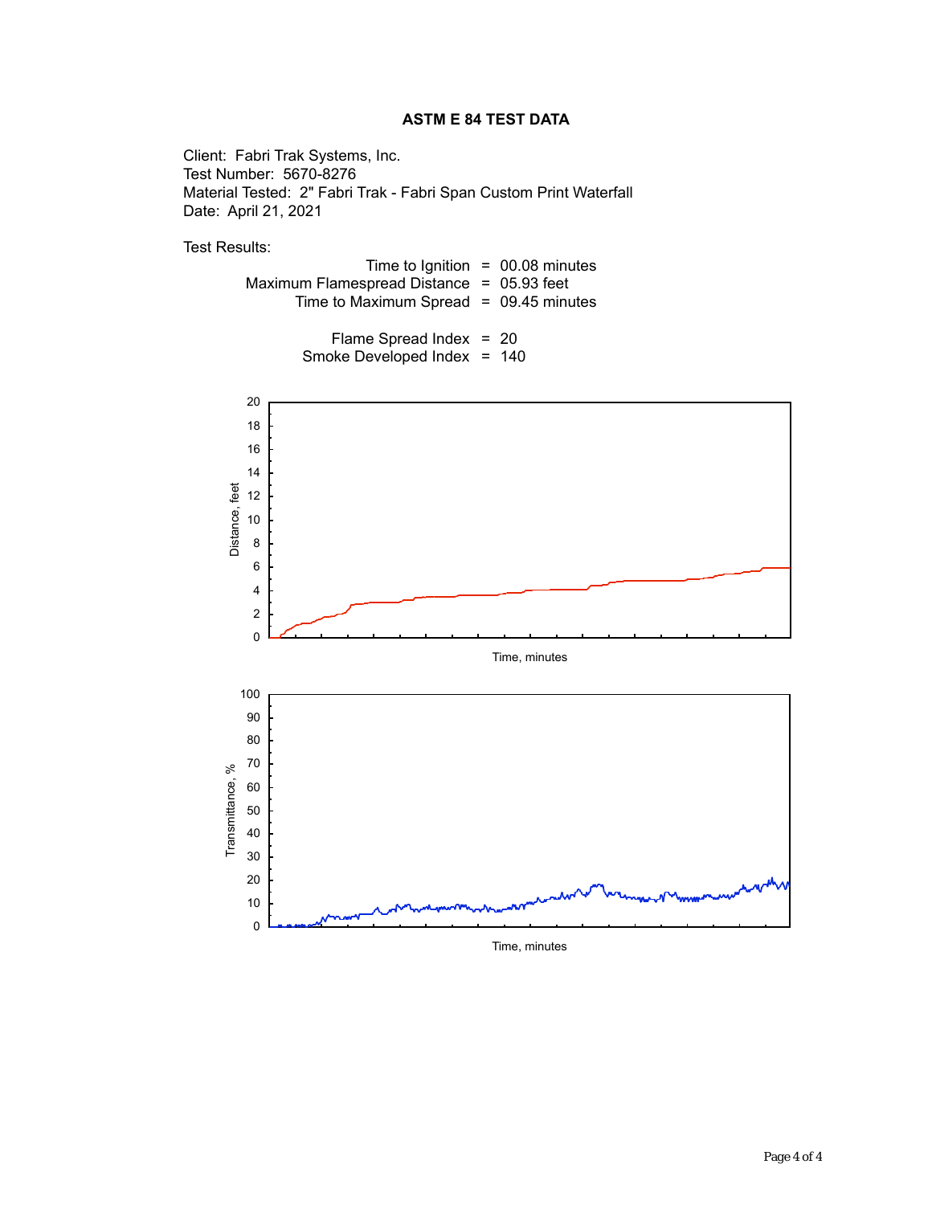# ASTM E 84 TEST DATA

Client: Fabri Trak Systems, Inc.
Test Number: 5670-8276
Material Tested: 2" Fabri Trak - Fabri Span Custom Print Waterfall
Date: April 21, 2021

Test Results:

Time to Ignition = 00.08 minutes
Maximum Flamespread Distance = 05.93 feet
Time to Maximum Spread = 09.45 minutes

Flame Spread Index = 20
Smoke Developed Index = 140

Distance, feet

0 2 4 6 8 10 12 14 16 18 20

Time, minutes

Transmittance, %

0 10 20 30 40 50 60 70 80 90 100

Time, minutes